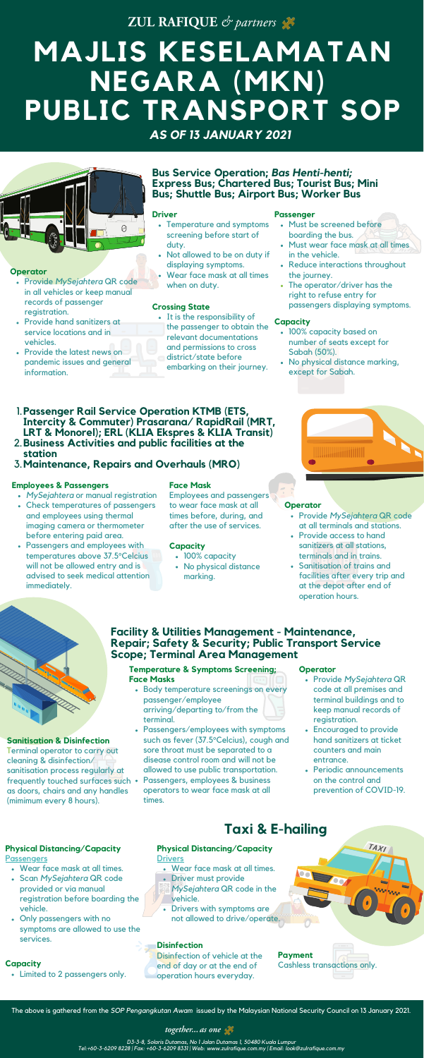ZUL RAFIQUE *& partners*

# MAJLIS KESELAMATAN NEGARA (MKN) PUBLIC TRANSPORT SOP

*AS OF 13 JANUARY 2021*

## Bus Service Operation; *Bas Henti-henti*; Express Bus; Chartered Bus; Tourist Bus; Mini Bus; Shuttle Bus; Airport Bus; Worker Bus

### Operator

- Provide *MySejahtera* QR code in all vehicles or keep manual records of passenger registration.
- Provide hand sanitizers at service locations and in vehicles.
- Provide the latest news on pandemic issues and general information.

### Driver

- Temperature and symptoms screening before start of duty.
- Not allowed to be on duty if displaying symptoms.
- Wear face mask at all times when on duty.

### Crossing State

- It is the responsibility of the passenger to obtain the relevant documentations and permissions to cross district/state before embarking on their journey.

### Passenger

- Must be screened before boarding the bus.
- Must wear face mask at all times in the vehicle.
- Reduce interactions throughout the journey.
- The operator/driver has the right to refuse entry for passengers displaying symptoms.

### Capacity

- 100% capacity based on number of seats except for Sabah (50%).
- No physical distance marking, except for Sabah.

## 1. Passenger Rail Service Operation KTMB (ETS, Intercity & Commuter) Prasarana/ RapidRail (MRT, LRT & Monorel); ERL (KLIA Ekspres & KLIA Transit)
## 2. Business Activities and public facilities at the station
## 3. Maintenance, Repairs and Overhauls (MRO)

### Employees & Passengers

- *MySejahtera* or manual registration
- Check temperatures of passengers and employees using thermal imaging camera or thermometer before entering paid area.
- Passengers and employees with temperatures above 37.5°Celcius will not be allowed entry and is advised to seek medical attention immediately.

### Face Mask

Employees and passengers to wear face mask at all times before, during, and after the use of services.

### Capacity

- 100% capacity
- No physical distance marking.

### Operator

- Provide *MySejahtera* QR code at all terminals and stations.
- Provide access to hand sanitizers at all stations, terminals and in trains.
- Sanitisation of trains and facilities after every trip and at the depot after end of operation hours.

## Facility & Utilities Management - Maintenance, Repair; Safety & Security; Public Transport Service Scope; Terminal Area Management

### Sanitisation & Disinfection

Terminal operator to carry out cleaning & disinfection/ sanitisation process regularly at frequently touched surfaces such as doors, chairs and any handles (mimimum every 8 hours).

### Temperature & Symptoms Screening; Face Masks

- Body temperature screenings on every passenger/employee arriving/departing to/from the terminal.
- Passengers/employees with symptoms such as fever (37.5°Celcius), cough and sore throat must be separated to a disease control room and will not be allowed to use public transportation.
- Passengers, employees & business operators to wear face mask at all times.

### Operator

- Provide *MySejahtera* QR code at all premises and terminal buildings and to keep manual records of registration.
- Encouraged to provide hand sanitizers at ticket counters and main entrance.
- Periodic announcements on the control and prevention of COVID-19.

## Taxi & E-hailing

### Physical Distancing/Capacity

Passengers

- Wear face mask at all times.
- Scan *MySejahtera* QR code provided or via manual registration before boarding the vehicle.
- Only passengers with no symptoms are allowed to use the services.

### Capacity

- Limited to 2 passengers only.

### Physical Distancing/Capacity

Drivers

- Wear face mask at all times.
- Driver must provide *MySejahtera* QR code in the vehicle.
- Drivers with symptoms are not allowed to drive/operate.

### Disinfection

Disinfection of vehicle at the end of day or at the end of operation hours everyday.

### Payment

Cashless transactions only.

The above is gathered from the *SOP Pengangkutan Awam* issued by the Malaysian National Security Council on 13 January 2021.

*together... as one*

*D3-3-8, Solaris Dutamas, No 1 Jalan Dutamas 1, 50480 Kuala Lumpur*
*Tel:+60-3-6209 8228 | Fax: +60-3-6209 8331 | Web: www.zulrafique.com.my | Email: look@zulrafique.com.my*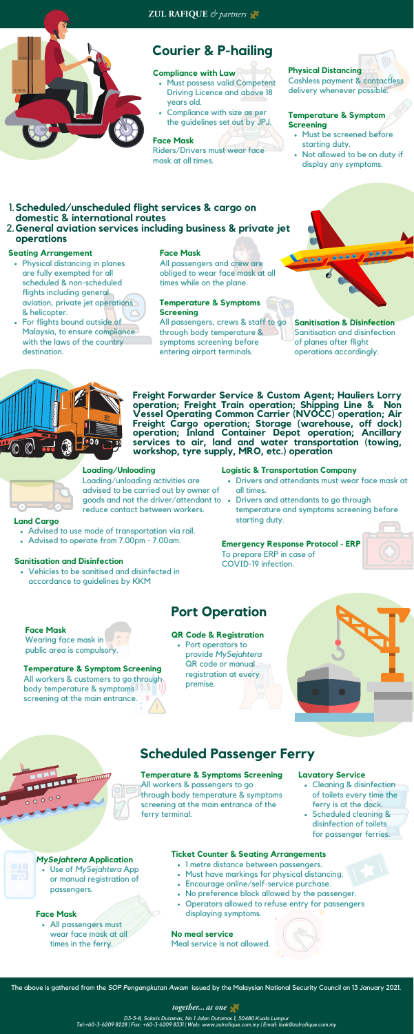# Courier & P-hailing

### Compliance with Law

- Must possess valid Competent Driving Licence and above 18 years old.
- Compliance with size as per the guidelines set out by JPJ.

### Face Mask

Riders/Drivers must wear face mask at all times.

### Physical Distancing

Cashless payment & contactless delivery whenever possible.

### Temperature & Symptom Screening

- Must be screened before starting duty.
- Not allowed to be on duty if display any symptoms.

1. **Scheduled/unscheduled flight services & cargo on domestic & international routes**
2. **General aviation services including business & private jet operations**

### Seating Arrangement

- Physical distancing in planes are fully exempted for all scheduled & non-scheduled flights including general aviation, private jet operations & helicopter.
- For flights bound outside of Malaysia, to ensure compliance with the laws of the country destination.

### Face Mask

All passengers and crew are obliged to wear face mask at all times while on the plane.

### Temperature & Symptoms Screening

All passengers, crews & staff to go through body temperature & symptoms screening before entering airport terminals.

### Sanitisation & Disinfection

Sanitisation and disinfection of planes after flight operations accordingly.

**Freight Forwarder Service & Custom Agent; Hauliers Lorry operation; Freight Train operation; Shipping Line & Non Vessel Operating Common Carrier (NVOCC) operation; Air Freight Cargo operation; Inland Container Depot operation; Storage (warehouse, off dock) operation; Ancillary services to air, land and water transportation (towing, workshop, tyre supply, MRO, etc.) operation**

### Loading/Unloading

Loading/unloading activities are advised to be carried out by owner of goods and not the driver/attendant to reduce contact between workers.

### Land Cargo

- Advised to use mode of transportation via rail.
- Advised to operate from 7.00pm - 7.00am.

### Sanitisation and Disinfection

- Vehicles to be sanitised and disinfected in accordance to guidelines by KKM

### Logistic & Transportation Company

- Drivers and attendants must wear face mask at all times.
- Drivers and attendants to go through temperature and symptoms screening before starting duty.

### Emergency Response Protocol - ERP

To prepare ERP in case of COVID-19 infection.

# Port Operation

### Face Mask

Wearing face mask in public area is compulsory.

### Temperature & Symptom Screening

All workers & customers to go through body temperature & symptoms screening at the main entrance.

### QR Code & Registration

- Port operators to provide *MySejahtera* QR code or manual registration at every premise.

# Scheduled Passenger Ferry

### Temperature & Symptoms Screening

All workers & passengers to go through body temperature & symptoms screening at the main entrance of the ferry terminal.

### Lavatory Service

- Cleaning & disinfection of toilets every time the ferry is at the dock.
- Scheduled cleaning & disinfection of toilets for passenger ferries.

### *MySejahtera* Application

- Use of *MySejahtera* App or manual registration of passengers.

### Face Mask

- All passengers must wear face mask at all times in the ferry.

### Ticket Counter & Seating Arrangements

- 1 metre distance between passengers.
- Must have markings for physical distancing.
- Encourage online/self-service purchase.
- No preference block allowed by the passenger.
- Operators allowed to refuse entry for passengers displaying symptoms.

### No meal service

Meal service is not allowed.

The above is gathered from the *SOP Pengangkutan Awam* issued by the Malaysian National Security Council on 13 January 2021.